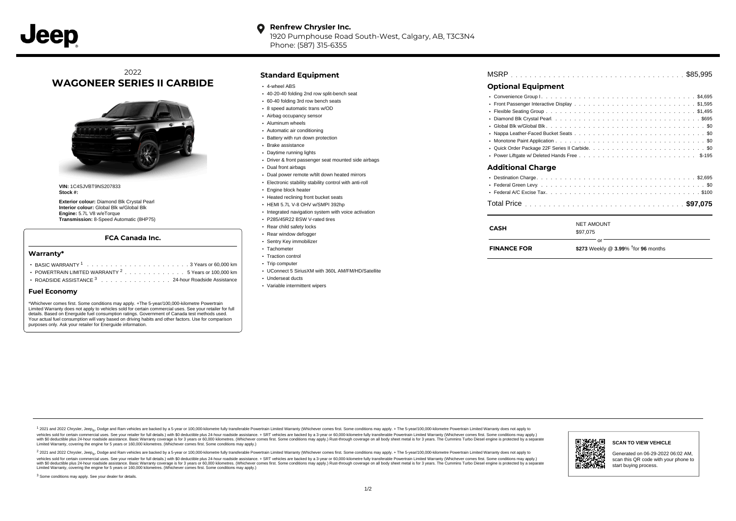**Renfrew Chrysler Inc.**
1920 Pumphouse Road South-West, Calgary, AB, T3C3N4
Phone: (587) 315-6355

2022
# WAGONEER SERIES II CARBIDE

**VIN:** 1C4SJVBT9NS207833
**Stock #:**

**Exterior colour:** Diamond Blk Crystal Pearl
**Interior colour:** Global Blk w/Global Blk
**Engine:** 5.7L V8 w/eTorque
**Transmission:** 8-Speed Automatic (8HP75)

### FCA Canada Inc.

### Warranty*

- BASIC WARRANTY [1] . . . . . 3 Years or 60,000 km
- POWERTRAIN LIMITED WARRANTY [2] . . . . . 5 Years or 100,000 km
- ROADSIDE ASSISTANCE [3] . . . . . 24-hour Roadside Assistance

### Fuel Economy

*Whichever comes first. Some conditions may apply. +The 5-year/100,000-kilometre Powertrain Limited Warranty does not apply to vehicles sold for certain commercial uses. See your retailer for full details. Based on Energuide fuel consumption ratings. Government of Canada test methods used. Your actual fuel consumption will vary based on driving habits and other factors. Use for comparison purposes only. Ask your retailer for Energuide information.

## Standard Equipment

- 4-wheel ABS
- 40-20-40 folding 2nd row split-bench seat
- 60-40 folding 3rd row bench seats
- 8 speed automatic trans w/OD
- Airbag occupancy sensor
- Aluminum wheels
- Automatic air conditioning
- Battery with run down protection
- Brake assistance
- Daytime running lights
- Driver & front passenger seat mounted side airbags
- Dual front airbags
- Dual power remote w/tilt down heated mirrors
- Electronic stability stability control with anti-roll
- Engine block heater
- Heated reclining front bucket seats
- HEMI 5.7L V-8 OHV w/SMPI 392hp
- Integrated navigation system with voice activation
- P285/45R22 BSW V-rated tires
- Rear child safety locks
- Rear window defogger
- Sentry Key immobilizer
- Tachometer
- Traction control
- Trip computer
- UConnect 5 SiriusXM with 360L AM/FM/HD/Satellite
- Underseat ducts
- Variable intermittent wipers

MSRP . . . . . $85,995

## Optional Equipment

- Convenience Group I . . . . . $4,695
- Front Passenger Interactive Display . . . . . $1,595
- Flexible Seating Group . . . . . $1,495
- Diamond Blk Crystal Pearl . . . . . $695
- Global Blk w/Global Blk . . . . . $0
- Nappa Leather-Faced Bucket Seats . . . . . $0
- Monotone Paint Application . . . . . $0
- Quick Order Package 22F Series II Carbide . . . . . $0
- Power Liftgate w/ Deleted Hands Free . . . . . $-195

## Additional Charge

- Destination Charge . . . . . $2,695
- Federal Green Levy . . . . . $0
- Federal A/C Excise Tax . . . . . $100

Total Price . . . . . **$97,075**

| | |
|---|---|
| **CASH** | NET AMOUNT $97,075 |
| | or |
| **FINANCE FOR** | **$273** Weekly @ **3.99**% †for **96** months |

[1] 2021 and 2022 Chrysler, Jeep®, Dodge and Ram vehicles are backed by a 5-year or 100,000-kilometre fully transferable Powertrain Limited Warranty (Whichever comes first. Some conditions may apply. + The 5-year/100,000-kilometre Powertrain Limited Warranty does not apply to vehicles sold for certain commercial uses. See your retailer for full details.) with $0 deductible plus 24-hour roadside assistance. + SRT vehicles are backed by a 3-year or 60,000-kilometre fully transferable Powertrain Limited Warranty (Whichever comes first. Some conditions may apply.) with $0 deductible plus 24-hour roadside assistance. Basic Warranty coverage is for 3 years or 60,000 kilometres. (Whichever comes first. Some conditions may apply.) Rust-through coverage on all body sheet metal is for 3 years. The Cummins Turbo Diesel engine is protected by a separate Limited Warranty, covering the engine for 5 years or 160,000 kilometres. (Whichever comes first. Some conditions may apply.)

[2] 2021 and 2022 Chrysler, Jeep®, Dodge and Ram vehicles are backed by a 5-year or 100,000-kilometre fully transferable Powertrain Limited Warranty (Whichever comes first. Some conditions may apply. + The 5-year/100,000-kilometre Powertrain Limited Warranty does not apply to vehicles sold for certain commercial uses. See your retailer for full details.) with $0 deductible plus 24-hour roadside assistance. + SRT vehicles are backed by a 3-year or 60,000-kilometre fully transferable Powertrain Limited Warranty (Whichever comes first. Some conditions may apply.) with $0 deductible plus 24-hour roadside assistance. Basic Warranty coverage is for 3 years or 60,000 kilometres. (Whichever comes first. Some conditions may apply.) Rust-through coverage on all body sheet metal is for 3 years. The Cummins Turbo Diesel engine is protected by a separate Limited Warranty, covering the engine for 5 years or 160,000 kilometres. (Whichever comes first. Some conditions may apply.)

[3] Some conditions may apply. See your dealer for details.

**SCAN TO VIEW VEHICLE**

Generated on 06-29-2022 06:02 AM, scan this QR code with your phone to start buying process.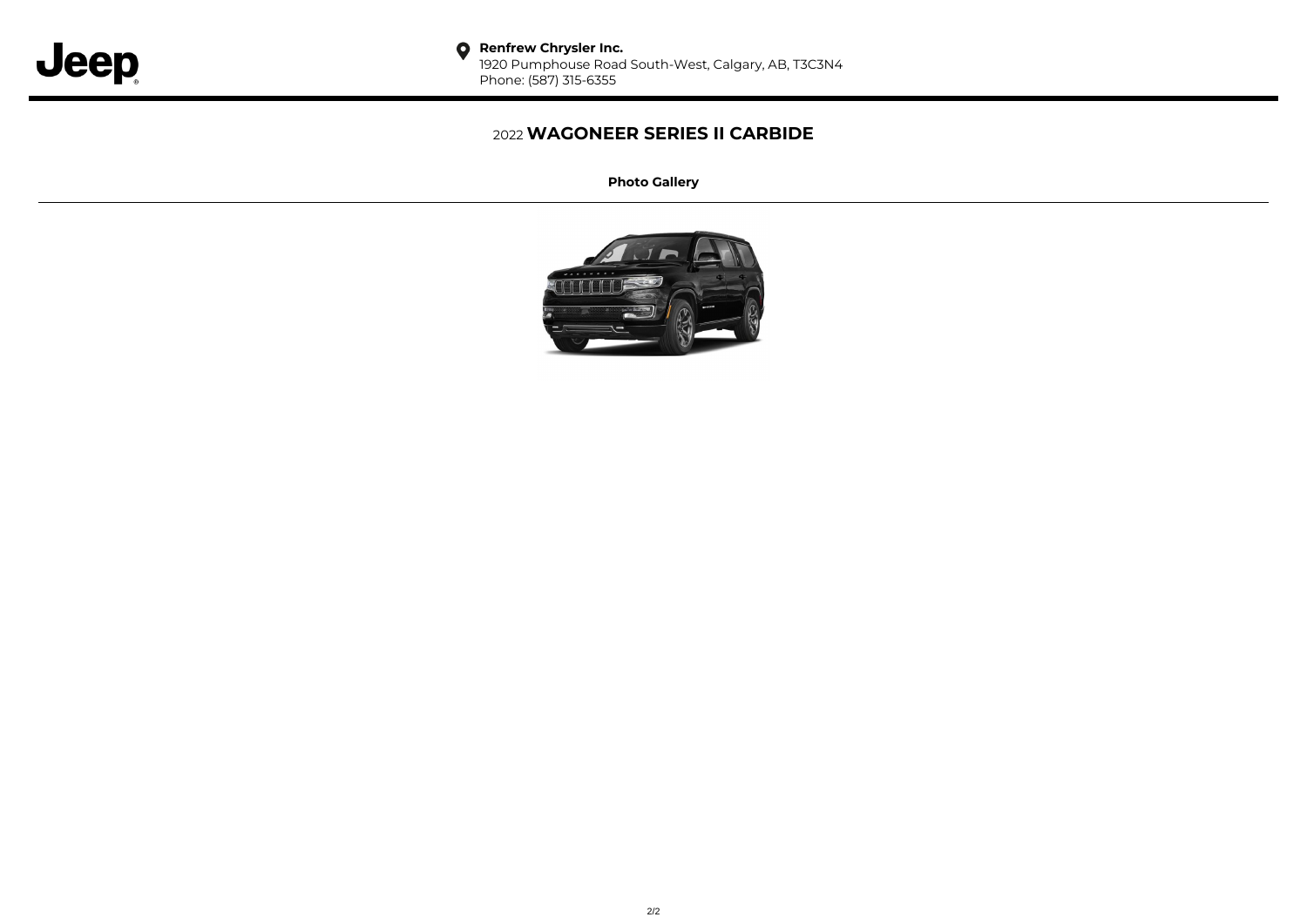Jeep

**Renfrew Chrysler Inc.**
1920 Pumphouse Road South-West, Calgary, AB, T3C3N4
Phone: (587) 315-6355

# 2022 **WAGONEER SERIES II CARBIDE**

**Photo Gallery**